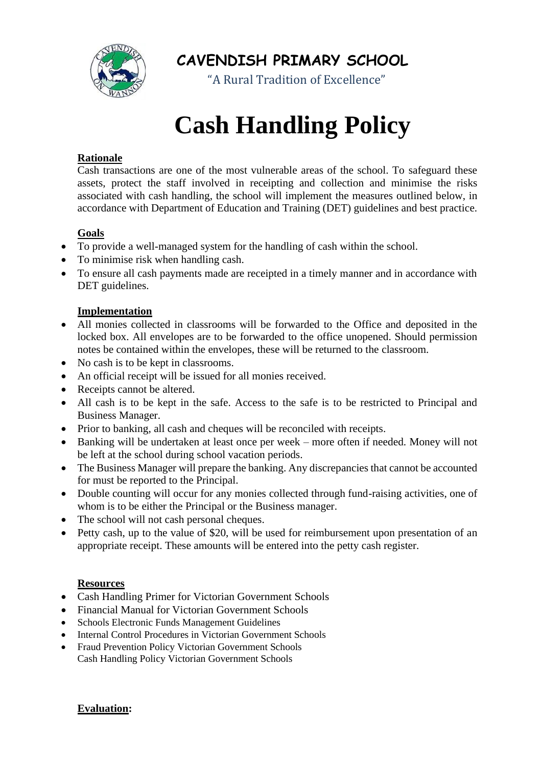**CAVENDISH PRIMARY SCHOOL**

"A Rural Tradition of Excellence"

# Cash Handling Policy

**Rationale**

Cash transactions are one of the most vulnerable areas of the school. To safeguard these assets, protect the staff involved in receipting and collection and minimise the risks associated with cash handling, the school will implement the measures outlined below, in accordance with Department of Education and Training (DET) guidelines and best practice.

**Goals**

- To provide a well-managed system for the handling of cash within the school.
- To minimise risk when handling cash.
- To ensure all cash payments made are receipted in a timely manner and in accordance with DET guidelines.

**Implementation**

- All monies collected in classrooms will be forwarded to the Office and deposited in the locked box. All envelopes are to be forwarded to the office unopened. Should permission notes be contained within the envelopes, these will be returned to the classroom.
- No cash is to be kept in classrooms.
- An official receipt will be issued for all monies received.
- Receipts cannot be altered.
- All cash is to be kept in the safe. Access to the safe is to be restricted to Principal and Business Manager.
- Prior to banking, all cash and cheques will be reconciled with receipts.
- Banking will be undertaken at least once per week – more often if needed. Money will not be left at the school during school vacation periods.
- The Business Manager will prepare the banking. Any discrepancies that cannot be accounted for must be reported to the Principal.
- Double counting will occur for any monies collected through fund-raising activities, one of whom is to be either the Principal or the Business manager.
- The school will not cash personal cheques.
- Petty cash, up to the value of $20, will be used for reimbursement upon presentation of an appropriate receipt. These amounts will be entered into the petty cash register.

**Resources**

- Cash Handling Primer for Victorian Government Schools
- Financial Manual for Victorian Government Schools
- Schools Electronic Funds Management Guidelines
- Internal Control Procedures in Victorian Government Schools
- Fraud Prevention Policy Victorian Government Schools
  Cash Handling Policy Victorian Government Schools

**Evaluation:**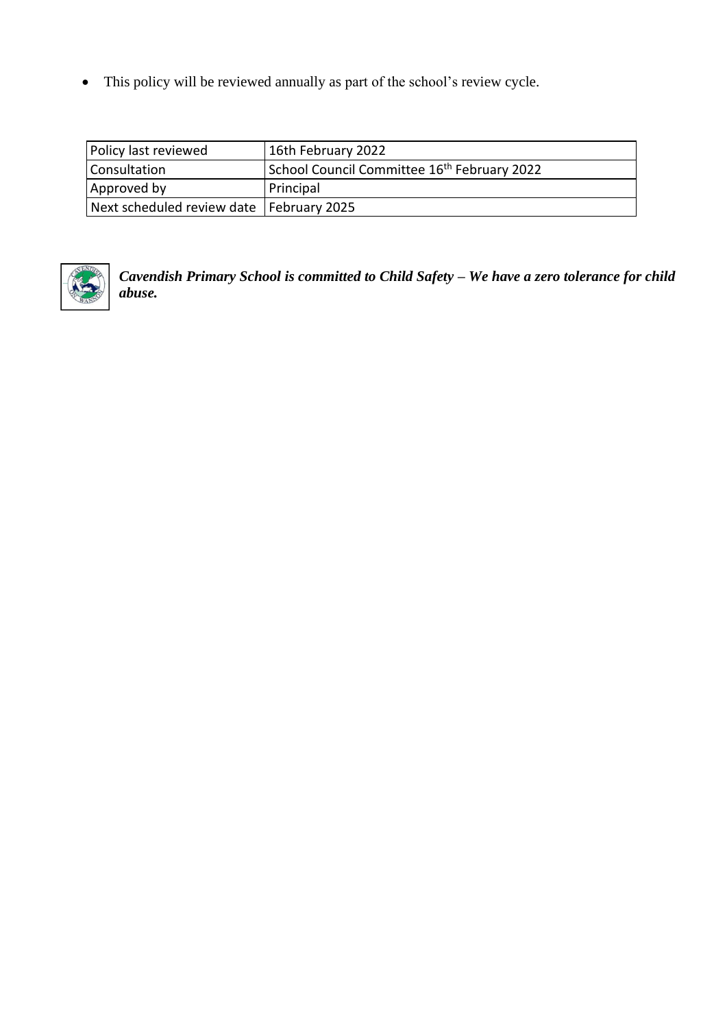- This policy will be reviewed annually as part of the school's review cycle.

| | |
|---|---|
| Policy last reviewed | 16th February 2022 |
| Consultation | School Council Committee 16th February 2022 |
| Approved by | Principal |
| Next scheduled review date | February 2025 |

***Cavendish Primary School is committed to Child Safety – We have a zero tolerance for child abuse.***